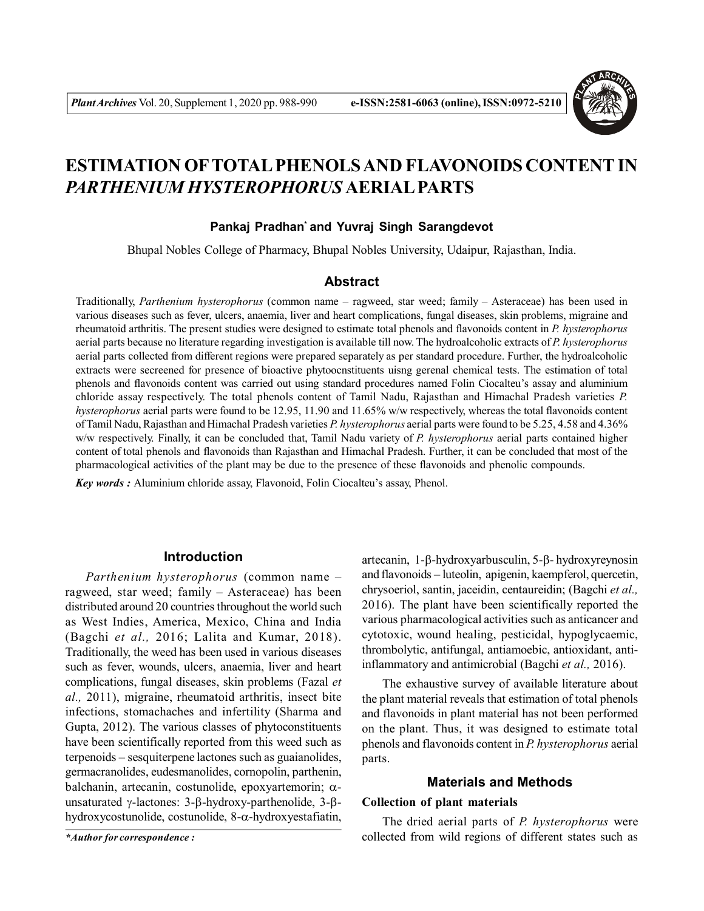# ESTIMATION OF TOTAL PHENOLS AND FLAVONOIDS CONTENT IN *PARTHENIUM HYSTEROPHORUS* AERIAL PARTS

**Pankaj Pradhan\* and Yuvraj Singh Sarangdevot**

Bhupal Nobles College of Pharmacy, Bhupal Nobles University, Udaipur, Rajasthan, India.

## Abstract

Traditionally, *Parthenium hysterophorus* (common name – ragweed, star weed; family – Asteraceae) has been used in various diseases such as fever, ulcers, anaemia, liver and heart complications, fungal diseases, skin problems, migraine and rheumatoid arthritis. The present studies were designed to estimate total phenols and flavonoids content in *P. hysterophorus* aerial parts because no literature regarding investigation is available till now. The hydroalcoholic extracts of *P. hysterophorus* aerial parts collected from different regions were prepared separately as per standard procedure. Further, the hydroalcoholic extracts were secreened for presence of bioactive phytoocnstituents uisng gerenal chemical tests. The estimation of total phenols and flavonoids content was carried out using standard procedures named Folin Ciocalteu's assay and aluminium chloride assay respectively. The total phenols content of Tamil Nadu, Rajasthan and Himachal Pradesh varieties *P. hysterophorus* aerial parts were found to be 12.95, 11.90 and 11.65% w/w respectively, whereas the total flavonoids content of Tamil Nadu, Rajasthan and Himachal Pradesh varieties *P. hysterophorus* aerial parts were found to be 5.25, 4.58 and 4.36% w/w respectively. Finally, it can be concluded that, Tamil Nadu variety of *P. hysterophorus* aerial parts contained higher content of total phenols and flavonoids than Rajasthan and Himachal Pradesh. Further, it can be concluded that most of the pharmacological activities of the plant may be due to the presence of these flavonoids and phenolic compounds.

***Key words :*** Aluminium chloride assay, Flavonoid, Folin Ciocalteu's assay, Phenol.

## Introduction

*Parthenium hysterophorus* (common name – ragweed, star weed; family – Asteraceae) has been distributed around 20 countries throughout the world such as West Indies, America, Mexico, China and India (Bagchi *et al.,* 2016; Lalita and Kumar, 2018). Traditionally, the weed has been used in various diseases such as fever, wounds, ulcers, anaemia, liver and heart complications, fungal diseases, skin problems (Fazal *et al.,* 2011), migraine, rheumatoid arthritis, insect bite infections, stomachaches and infertility (Sharma and Gupta, 2012). The various classes of phytoconstituents have been scientifically reported from this weed such as terpenoids – sesquiterpene lactones such as guaianolides, germacranolides, eudesmanolides, cornopolin, parthenin, balchanin, artecanin, costunolide, epoxyartemorin; $\alpha$-unsaturated $\gamma$-lactones: 3-$\beta$-hydroxy-parthenolide, 3-$\beta$-hydroxycostunolide, costunolide, 8-$\alpha$-hydroxyestafiatin, artecanin, 1-$\beta$-hydroxyarbusculin, 5-$\beta$- hydroxyreynosin and flavonoids – luteolin, apigenin, kaempferol, quercetin, chrysoeriol, santin, jaceidin, centaureidin; (Bagchi *et al.,* 2016). The plant have been scientifically reported the various pharmacological activities such as anticancer and cytotoxic, wound healing, pesticidal, hypoglycaemic, thrombolytic, antifungal, antiamoebic, antioxidant, anti-inflammatory and antimicrobial (Bagchi *et al.,* 2016).

The exhaustive survey of available literature about the plant material reveals that estimation of total phenols and flavonoids in plant material has not been performed on the plant. Thus, it was designed to estimate total phenols and flavonoids content in *P. hysterophorus* aerial parts.

## Materials and Methods

### Collection of plant materials

The dried aerial parts of *P. hysterophorus* were collected from wild regions of different states such as

*\*Author for correspondence :*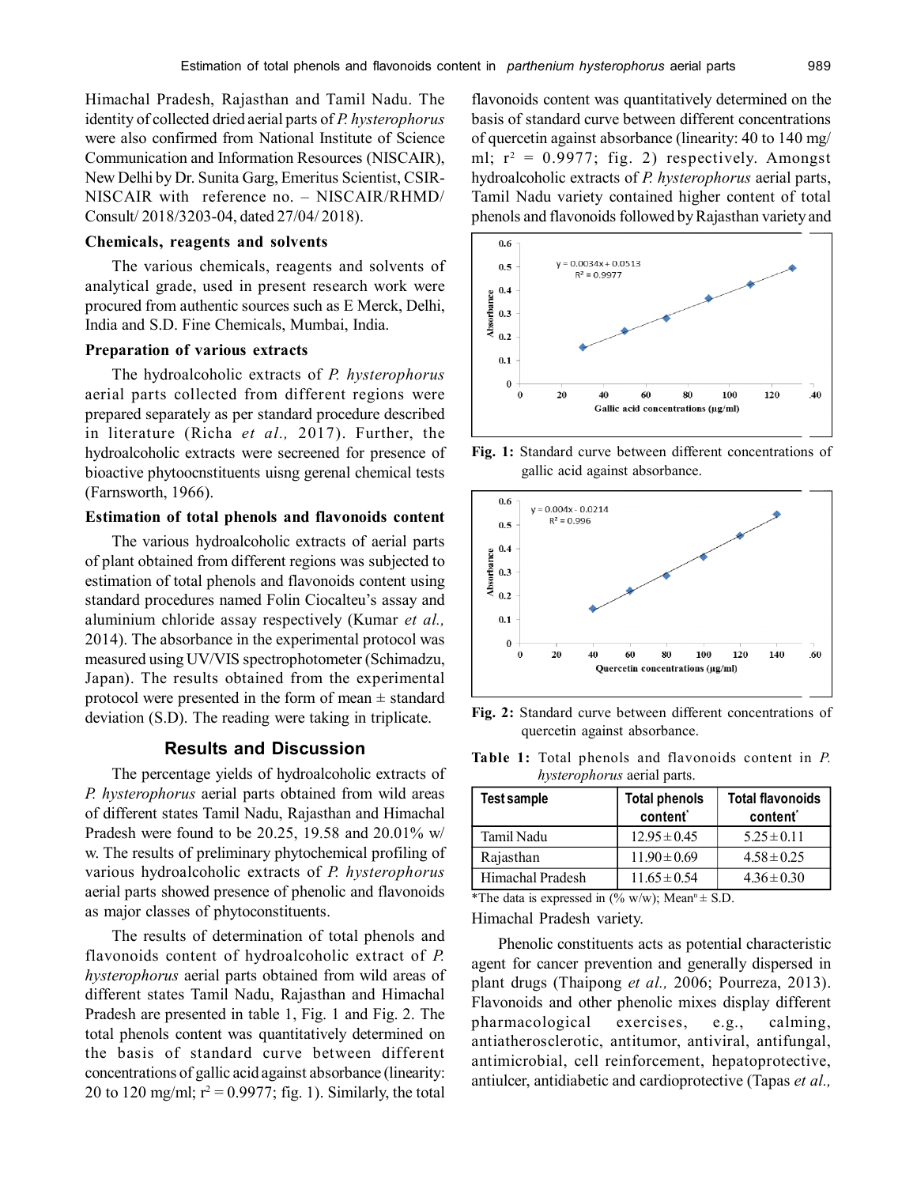Himachal Pradesh, Rajasthan and Tamil Nadu. The identity of collected dried aerial parts of *P. hysterophorus* were also confirmed from National Institute of Science Communication and Information Resources (NISCAIR), New Delhi by Dr. Sunita Garg, Emeritus Scientist, CSIR-NISCAIR with reference no. – NISCAIR/RHMD/ Consult/ 2018/3203-04, dated 27/04/ 2018).

### Chemicals, reagents and solvents

The various chemicals, reagents and solvents of analytical grade, used in present research work were procured from authentic sources such as E Merck, Delhi, India and S.D. Fine Chemicals, Mumbai, India.

### Preparation of various extracts

The hydroalcoholic extracts of *P. hysterophorus* aerial parts collected from different regions were prepared separately as per standard procedure described in literature (Richa *et al.,* 2017). Further, the hydroalcoholic extracts were secreened for presence of bioactive phytoocnstituents uisng gerenal chemical tests (Farnsworth, 1966).

### Estimation of total phenols and flavonoids content

The various hydroalcoholic extracts of aerial parts of plant obtained from different regions was subjected to estimation of total phenols and flavonoids content using standard procedures named Folin Ciocalteu's assay and aluminium chloride assay respectively (Kumar *et al.,* 2014). The absorbance in the experimental protocol was measured using UV/VIS spectrophotometer (Schimadzu, Japan). The results obtained from the experimental protocol were presented in the form of mean ± standard deviation (S.D). The reading were taking in triplicate.

## Results and Discussion

The percentage yields of hydroalcoholic extracts of *P. hysterophorus* aerial parts obtained from wild areas of different states Tamil Nadu, Rajasthan and Himachal Pradesh were found to be 20.25, 19.58 and 20.01% w/ w. The results of preliminary phytochemical profiling of various hydroalcoholic extracts of *P. hysterophorus* aerial parts showed presence of phenolic and flavonoids as major classes of phytoconstituents.

The results of determination of total phenols and flavonoids content of hydroalcoholic extract of *P. hysterophorus* aerial parts obtained from wild areas of different states Tamil Nadu, Rajasthan and Himachal Pradesh are presented in table 1, Fig. 1 and Fig. 2. The total phenols content was quantitatively determined on the basis of standard curve between different concentrations of gallic acid against absorbance (linearity: 20 to 120 mg/ml; $r^2 = 0.9977$; fig. 1). Similarly, the total flavonoids content was quantitatively determined on the basis of standard curve between different concentrations of quercetin against absorbance (linearity: 40 to 140 mg/ ml; $r^2 = 0.9977$; fig. 2) respectively. Amongst hydroalcoholic extracts of *P. hysterophorus* aerial parts, Tamil Nadu variety contained higher content of total phenols and flavonoids followed by Rajasthan variety and Himachal Pradesh variety.

**Fig. 1:** Standard curve between different concentrations of gallic acid against absorbance.

**Fig. 2:** Standard curve between different concentrations of quercetin against absorbance.

**Table 1:** Total phenols and flavonoids content in *P. hysterophorus* aerial parts.

| Test sample | Total phenols content* | Total flavonoids content* |
|---|---|---|
| Tamil Nadu | 12.95 ± 0.45 | 5.25 ± 0.11 |
| Rajasthan | 11.90 ± 0.69 | 4.58 ± 0.25 |
| Himachal Pradesh | 11.65 ± 0.54 | 4.36 ± 0.30 |

*The data is expressed in (% w/w); Mean$^n$ ± S.D.

Phenolic constituents acts as potential characteristic agent for cancer prevention and generally dispersed in plant drugs (Thaipong *et al.,* 2006; Pourreza, 2013). Flavonoids and other phenolic mixes display different pharmacological exercises, e.g., calming, antiatherosclerotic, antitumor, antiviral, antifungal, antimicrobial, cell reinforcement, hepatoprotective, antiulcer, antidiabetic and cardioprotective (Tapas *et al.,*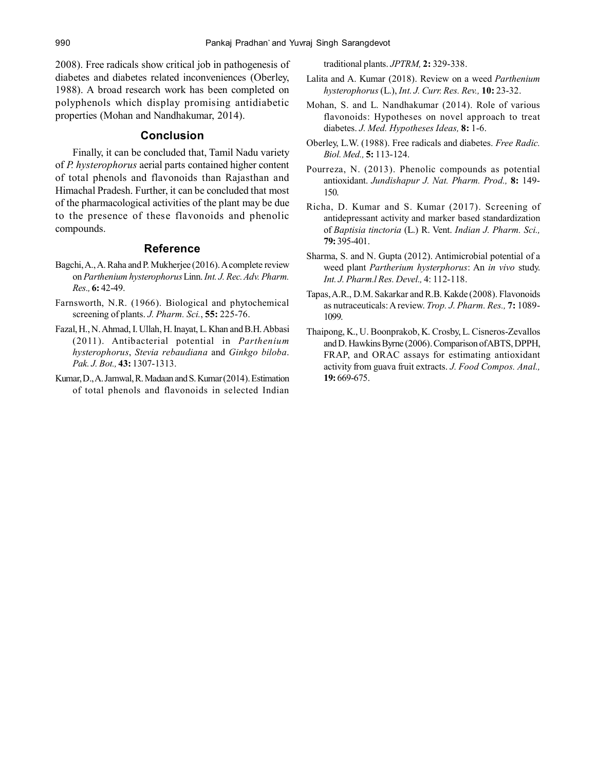2008). Free radicals show critical job in pathogenesis of diabetes and diabetes related inconveniences (Oberley, 1988). A broad research work has been completed on polyphenols which display promising antidiabetic properties (Mohan and Nandhakumar, 2014).

## Conclusion

Finally, it can be concluded that, Tamil Nadu variety of *P. hysterophorus* aerial parts contained higher content of total phenols and flavonoids than Rajasthan and Himachal Pradesh. Further, it can be concluded that most of the pharmacological activities of the plant may be due to the presence of these flavonoids and phenolic compounds.

## Reference

Bagchi, A., A. Raha and P. Mukherjee (2016). A complete review on *Parthenium hysterophorus* Linn. *Int. J. Rec. Adv. Pharm. Res.,* **6:** 42-49.

Farnsworth, N.R. (1966). Biological and phytochemical screening of plants. *J. Pharm. Sci.*, **55:** 225-76.

Fazal, H., N. Ahmad, I. Ullah, H. Inayat, L. Khan and B.H. Abbasi (2011). Antibacterial potential in *Parthenium hysterophorus*, *Stevia rebaudiana* and *Ginkgo biloba*. *Pak. J. Bot.,* **43:** 1307-1313.

Kumar, D., A. Jamwal, R. Madaan and S. Kumar (2014). Estimation of total phenols and flavonoids in selected Indian traditional plants. *JPTRM,* **2:** 329-338.

Lalita and A. Kumar (2018). Review on a weed *Parthenium hysterophorus* (L.), *Int. J. Curr. Res. Rev.,* **10:** 23-32.

Mohan, S. and L. Nandhakumar (2014). Role of various flavonoids: Hypotheses on novel approach to treat diabetes. *J. Med. Hypotheses Ideas,* **8:** 1-6.

Oberley, L.W. (1988). Free radicals and diabetes. *Free Radic. Biol. Med.,* **5:** 113-124.

Pourreza, N. (2013). Phenolic compounds as potential antioxidant. *Jundishapur J. Nat. Pharm. Prod.,* **8:** 149-150.

Richa, D. Kumar and S. Kumar (2017). Screening of antidepressant activity and marker based standardization of *Baptisia tinctoria* (L.) R. Vent. *Indian J. Pharm. Sci.,* **79:** 395-401.

Sharma, S. and N. Gupta (2012). Antimicrobial potential of a weed plant *Partherium hysterphorus*: An *in vivo* study. *Int. J. Pharm.l Res. Devel.,* 4: 112-118.

Tapas, A.R., D.M. Sakarkar and R.B. Kakde (2008). Flavonoids as nutraceuticals: A review. *Trop. J. Pharm. Res.,* **7:** 1089-1099.

Thaipong, K., U. Boonprakob, K. Crosby, L. Cisneros-Zevallos and D. Hawkins Byrne (2006). Comparison of ABTS, DPPH, FRAP, and ORAC assays for estimating antioxidant activity from guava fruit extracts. *J. Food Compos. Anal.,* **19:** 669-675.